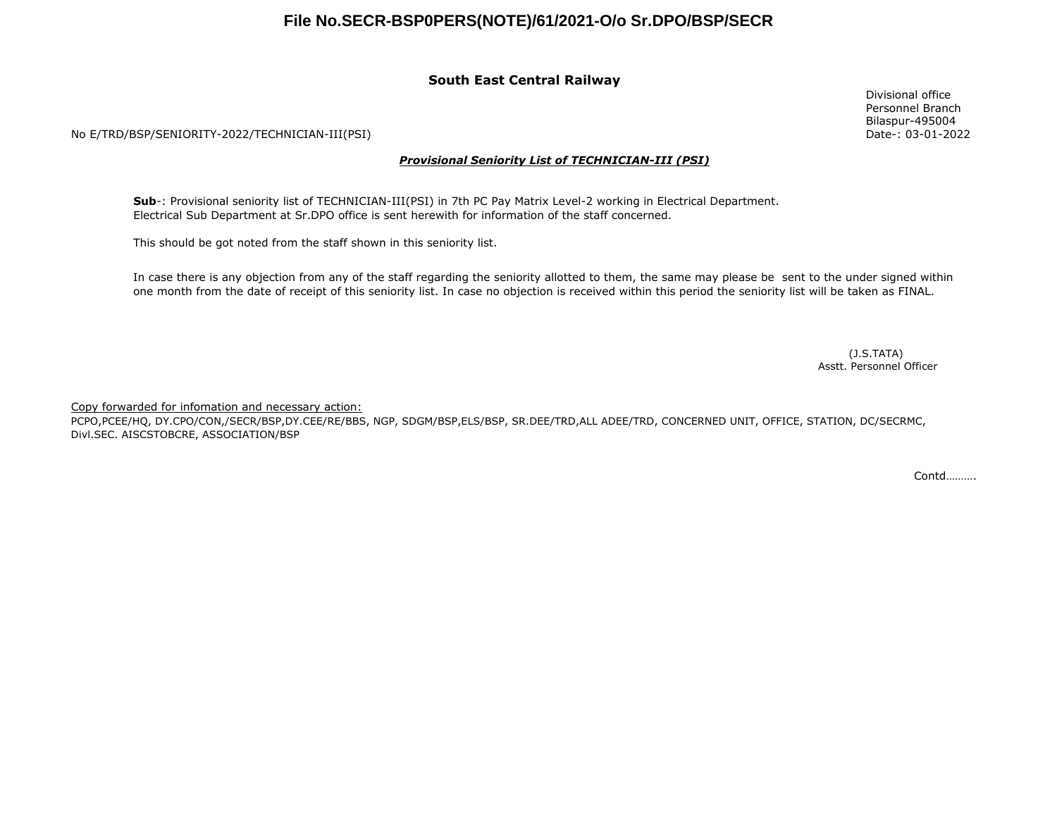# File No.SECR-BSP0PERS(NOTE)/61/2021-O/o Sr.DPO/BSP/SECR

## South East Central Railway

Divisional office
Personnel Branch
Bilaspur-495004
Date-: 03-01-2022

No E/TRD/BSP/SENIORITY-2022/TECHNICIAN-III(PSI)

***Provisional Seniority List of TECHNICIAN-III (PSI)***

**Sub**-: Provisional seniority list of TECHNICIAN-III(PSI) in 7th PC Pay Matrix Level-2 working in Electrical Department. Electrical Sub Department at Sr.DPO office is sent herewith for information of the staff concerned.

This should be got noted from the staff shown in this seniority list.

In case there is any objection from any of the staff regarding the seniority allotted to them, the same may please be sent to the under signed within one month from the date of receipt of this seniority list. In case no objection is received within this period the seniority list will be taken as FINAL.

(J.S.TATA)
Asstt. Personnel Officer

Copy forwarded for infomation and necessary action:
PCPO,PCEE/HQ, DY.CPO/CON,/SECR/BSP,DY.CEE/RE/BBS, NGP, SDGM/BSP,ELS/BSP, SR.DEE/TRD,ALL ADEE/TRD, CONCERNED UNIT, OFFICE, STATION, DC/SECRMC, Divl.SEC. AISCSTOBCRE, ASSOCIATION/BSP

Contd……….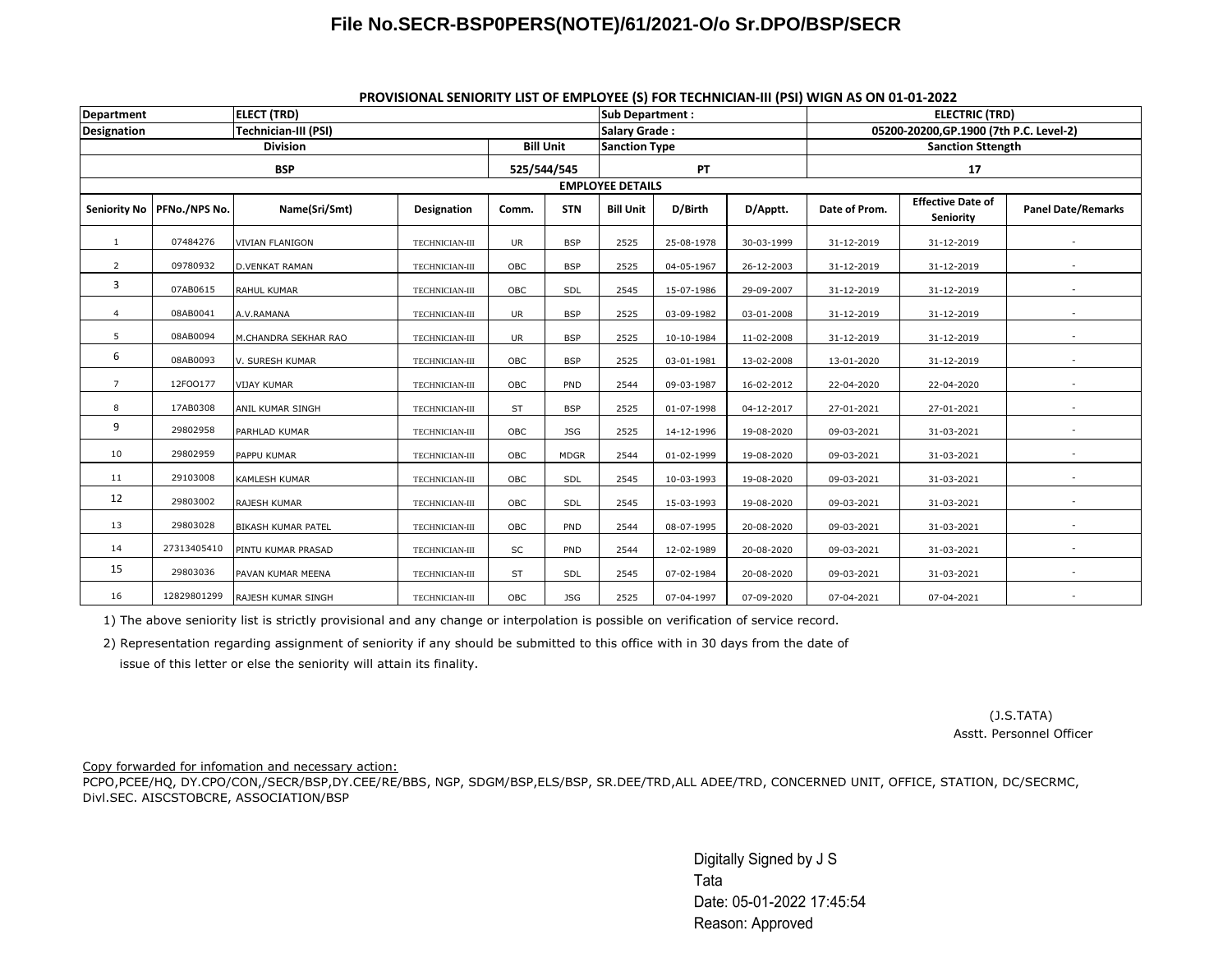# File No.SECR-BSP0PERS(NOTE)/61/2021-O/o Sr.DPO/BSP/SECR

**PROVISIONAL SENIORITY LIST OF EMPLOYEE (S) FOR TECHNICIAN-III (PSI) WIGN AS ON 01-01-2022**

| | | | | | | | | | | | |
|---|---|---|---|---|---|---|---|---|---|---|---|
| **Department** | | **ELECT (TRD)** | | | | **Sub Department :** | | | **ELECTRIC (TRD)** | | |
| **Designation** | | **Technician-III (PSI)** | | | | **Salary Grade :** | | | **05200-20200,GP.1900 (7th P.C. Level-2)** | | |
| **Division** | | | | **Bill Unit** | | **Sanction Type** | | | **Sanction Sttength** | | |
| **BSP** | | | | **525/544/545** | | **PT** | | | **17** | | |
| **EMPLOYEE DETAILS** | | | | | | | | | | | |
| **Seniority No** | **PFNo./NPS No.** | **Name(Sri/Smt)** | **Designation** | **Comm.** | **STN** | **Bill Unit** | **D/Birth** | **D/Apptt.** | **Date of Prom.** | **Effective Date of Seniority** | **Panel Date/Remarks** |
| 1 | 07484276 | VIVIAN FLANIGON | TECHNICIAN-III | UR | BSP | 2525 | 25-08-1978 | 30-03-1999 | 31-12-2019 | 31-12-2019 | - |
| 2 | 09780932 | D.VENKAT RAMAN | TECHNICIAN-III | OBC | BSP | 2525 | 04-05-1967 | 26-12-2003 | 31-12-2019 | 31-12-2019 | - |
| 3 | 07AB0615 | RAHUL KUMAR | TECHNICIAN-III | OBC | SDL | 2545 | 15-07-1986 | 29-09-2007 | 31-12-2019 | 31-12-2019 | - |
| 4 | 08AB0041 | A.V.RAMANA | TECHNICIAN-III | UR | BSP | 2525 | 03-09-1982 | 03-01-2008 | 31-12-2019 | 31-12-2019 | - |
| 5 | 08AB0094 | M.CHANDRA SEKHAR RAO | TECHNICIAN-III | UR | BSP | 2525 | 10-10-1984 | 11-02-2008 | 31-12-2019 | 31-12-2019 | - |
| 6 | 08AB0093 | V. SURESH KUMAR | TECHNICIAN-III | OBC | BSP | 2525 | 03-01-1981 | 13-02-2008 | 13-01-2020 | 31-12-2019 | - |
| 7 | 12FOO177 | VIJAY KUMAR | TECHNICIAN-III | OBC | PND | 2544 | 09-03-1987 | 16-02-2012 | 22-04-2020 | 22-04-2020 | - |
| 8 | 17AB0308 | ANIL KUMAR SINGH | TECHNICIAN-III | ST | BSP | 2525 | 01-07-1998 | 04-12-2017 | 27-01-2021 | 27-01-2021 | - |
| 9 | 29802958 | PARHLAD KUMAR | TECHNICIAN-III | OBC | JSG | 2525 | 14-12-1996 | 19-08-2020 | 09-03-2021 | 31-03-2021 | - |
| 10 | 29802959 | PAPPU KUMAR | TECHNICIAN-III | OBC | MDGR | 2544 | 01-02-1999 | 19-08-2020 | 09-03-2021 | 31-03-2021 | - |
| 11 | 29103008 | KAMLESH KUMAR | TECHNICIAN-III | OBC | SDL | 2545 | 10-03-1993 | 19-08-2020 | 09-03-2021 | 31-03-2021 | - |
| 12 | 29803002 | RAJESH KUMAR | TECHNICIAN-III | OBC | SDL | 2545 | 15-03-1993 | 19-08-2020 | 09-03-2021 | 31-03-2021 | - |
| 13 | 29803028 | BIKASH KUMAR PATEL | TECHNICIAN-III | OBC | PND | 2544 | 08-07-1995 | 20-08-2020 | 09-03-2021 | 31-03-2021 | - |
| 14 | 27313405410 | PINTU KUMAR PRASAD | TECHNICIAN-III | SC | PND | 2544 | 12-02-1989 | 20-08-2020 | 09-03-2021 | 31-03-2021 | - |
| 15 | 29803036 | PAVAN KUMAR MEENA | TECHNICIAN-III | ST | SDL | 2545 | 07-02-1984 | 20-08-2020 | 09-03-2021 | 31-03-2021 | - |
| 16 | 12829801299 | RAJESH KUMAR SINGH | TECHNICIAN-III | OBC | JSG | 2525 | 07-04-1997 | 07-09-2020 | 07-04-2021 | 07-04-2021 | - |

1) The above seniority list is strictly provisional and any change or interpolation is possible on verification of service record.

2) Representation regarding assignment of seniority if any should be submitted to this office with in 30 days from the date of issue of this letter or else the seniority will attain its finality.

(J.S.TATA)
Asstt. Personnel Officer

Copy forwarded for infomation and necessary action:
PCPO,PCEE/HQ, DY.CPO/CON,/SECR/BSP,DY.CEE/RE/BBS, NGP, SDGM/BSP,ELS/BSP, SR.DEE/TRD,ALL ADEE/TRD, CONCERNED UNIT, OFFICE, STATION, DC/SECRMC, Divl.SEC. AISCSTOBCRE, ASSOCIATION/BSP

Digitally Signed by J S Tata
Date: 05-01-2022 17:45:54
Reason: Approved